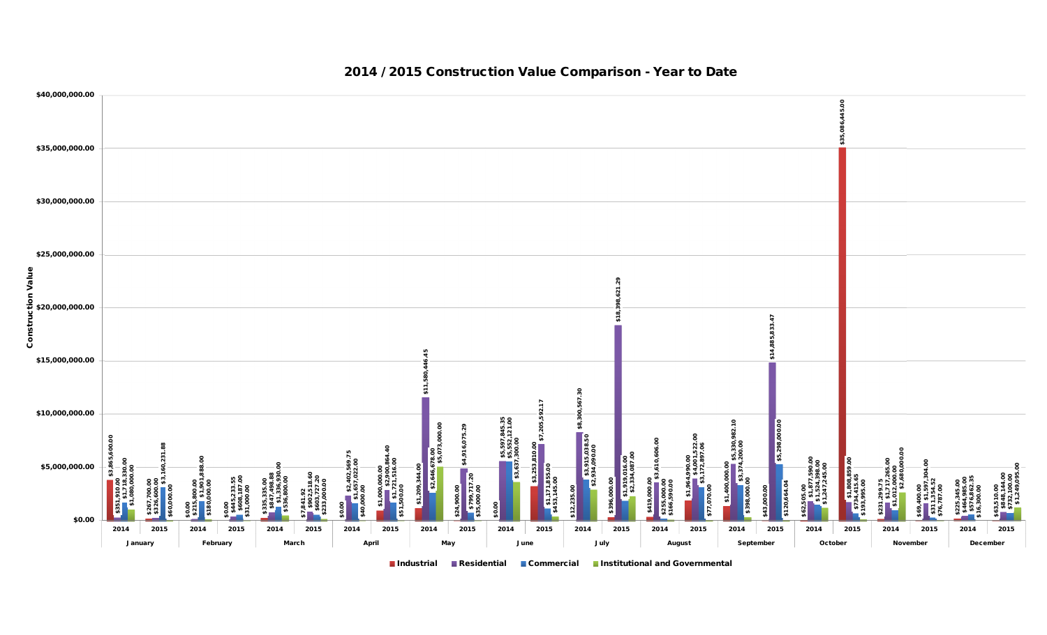# 2014 / 2015 Construction Value Comparison - Year to Date

| Month | Year | Industrial | Residential | Commercial | Institutional and Governmental |
|---|---|---|---|---|---|
| January | 2014 | $3,865,600.00 | $351,910.00 | $1,718,330.00 | $1,080,000.00 |
| January | 2015 | $267,700.00 | $326,600.00 | $3,160,231.88 | $60,000.00 |
| February | 2014 | $0.00 | $215,800.00 | $1,901,888.00 | $180,000.00 |
| February | 2015 | $0.00 | $445,233.55 | $608,187.00 | $31,000.00 |
| March | 2014 | $335,335.00 | $847,498.88 | $1,336,930.00 | $536,800.00 |
| March | 2015 | $7,841.92 | $902,518.60 | $603,727.20 | $233,000.00 |
| April | 2014 | $0.00 | $2,402,569.75 | $1,657,022.00 | $40,000.00 |
| April | 2015 | $1,000,000.00 | $2,900,864.40 | $1,721,516.00 | $51,500.00 |
| May | 2014 | $1,209,344.00 | $11,580,446.45 | $2,646,678.00 | $5,073,000.00 |
| May | 2015 | $24,900.00 | $4,916,075.29 | $799,717.20 | $35,000.00 |
| June | 2014 | $0.00 | $5,597,845.35 | $5,552,121.00 | $3,637,300.00 |
| June | 2015 | $3,253,810.00 | $7,205,592.17 | $1,171,855.00 | $451,145.00 |
| July | 2014 | $12,235.00 | $8,300,567.30 | $3,915,038.50 | $2,934,090.00 |
| July | 2015 | $396,000.00 | $18,398,621.29 | $1,919,016.00 | $2,334,087.00 |
| August | 2014 | $419,000.00 | $3,610,606.00 | $255,000.00 | $166,590.00 |
| August | 2015 | $1,964,990.00 | $4,001,522.00 | $3,172,897.06 | $77,070.00 |
| September | 2014 | $1,400,000.00 | $5,330,982.10 | $3,374,200.00 | $398,000.00 |
| September | 2015 | $43,000.00 | $14,885,833.47 | $5,298,000.00 | $120,664.04 |
| October | 2014 | $62,505.00 | $1,877,590.00 | $1,524,398.00 | $1,247,245.00 |
| October | 2015 | $35,086,445.00 | $1,808,859.00 | $734,415.65 | $193,995.00 |
| November | 2014 | $231,299.75 | $1,717,265.00 | $1,012,000.00 | $2,680,000.00 |
| November | 2015 | $69,400.00 | $1,597,304.00 | $311,354.52 | $76,787.00 |
| December | 2014 | $225,345.00 | $464,985.00 | $576,862.35 | $16,300.00 |
| December | 2015 | $63,510.00 | $848,144.00 | $732,100.00 | $1,249,095.00 |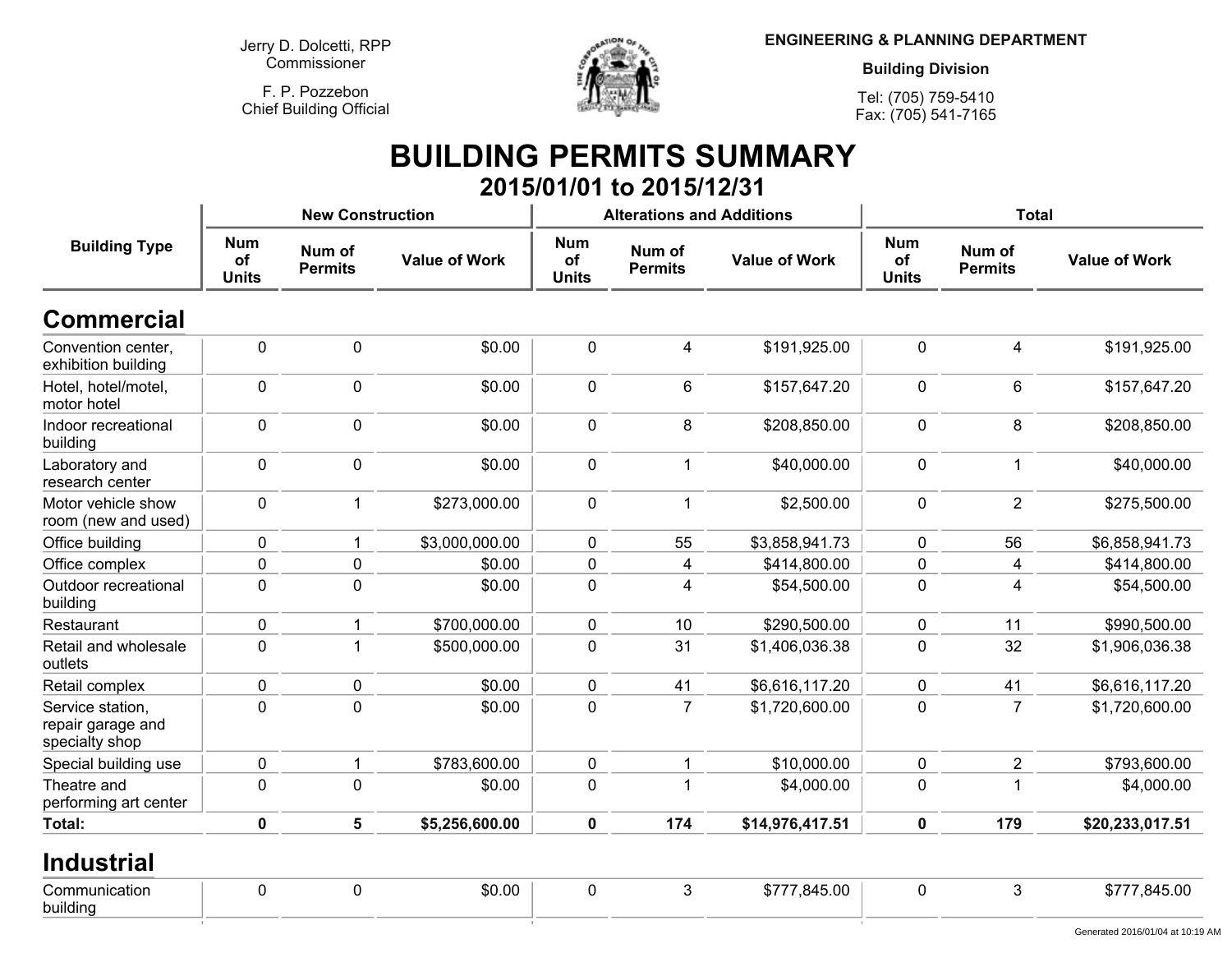Jerry D. Dolcetti, RPP
Commissioner

F. P. Pozzebon
Chief Building Official

**ENGINEERING & PLANNING DEPARTMENT**

**Building Division**

Tel: (705) 759-5410
Fax: (705) 541-7165

# BUILDING PERMITS SUMMARY

## 2015/01/01 to 2015/12/31

| Building Type | New Construction | | | Alterations and Additions | | | Total | | |
|---|---|---|---|---|---|---|---|---|---|
| | Num of Units | Num of Permits | Value of Work | Num of Units | Num of Permits | Value of Work | Num of Units | Num of Permits | Value of Work |
| **Commercial** | | | | | | | | | |
| Convention center, exhibition building | 0 | 0 | $0.00 | 0 | 4 | $191,925.00 | 0 | 4 | $191,925.00 |
| Hotel, hotel/motel, motor hotel | 0 | 0 | $0.00 | 0 | 6 | $157,647.20 | 0 | 6 | $157,647.20 |
| Indoor recreational building | 0 | 0 | $0.00 | 0 | 8 | $208,850.00 | 0 | 8 | $208,850.00 |
| Laboratory and research center | 0 | 0 | $0.00 | 0 | 1 | $40,000.00 | 0 | 1 | $40,000.00 |
| Motor vehicle show room (new and used) | 0 | 1 | $273,000.00 | 0 | 1 | $2,500.00 | 0 | 2 | $275,500.00 |
| Office building | 0 | 1 | $3,000,000.00 | 0 | 55 | $3,858,941.73 | 0 | 56 | $6,858,941.73 |
| Office complex | 0 | 0 | $0.00 | 0 | 4 | $414,800.00 | 0 | 4 | $414,800.00 |
| Outdoor recreational building | 0 | 0 | $0.00 | 0 | 4 | $54,500.00 | 0 | 4 | $54,500.00 |
| Restaurant | 0 | 1 | $700,000.00 | 0 | 10 | $290,500.00 | 0 | 11 | $990,500.00 |
| Retail and wholesale outlets | 0 | 1 | $500,000.00 | 0 | 31 | $1,406,036.38 | 0 | 32 | $1,906,036.38 |
| Retail complex | 0 | 0 | $0.00 | 0 | 41 | $6,616,117.20 | 0 | 41 | $6,616,117.20 |
| Service station, repair garage and specialty shop | 0 | 0 | $0.00 | 0 | 7 | $1,720,600.00 | 0 | 7 | $1,720,600.00 |
| Special building use | 0 | 1 | $783,600.00 | 0 | 1 | $10,000.00 | 0 | 2 | $793,600.00 |
| Theatre and performing art center | 0 | 0 | $0.00 | 0 | 1 | $4,000.00 | 0 | 1 | $4,000.00 |
| **Total:** | **0** | **5** | **$5,256,600.00** | **0** | **174** | **$14,976,417.51** | **0** | **179** | **$20,233,017.51** |
| **Industrial** | | | | | | | | | |
| Communication building | 0 | 0 | $0.00 | 0 | 3 | $777,845.00 | 0 | 3 | $777,845.00 |

Generated 2016/01/04 at 10:19 AM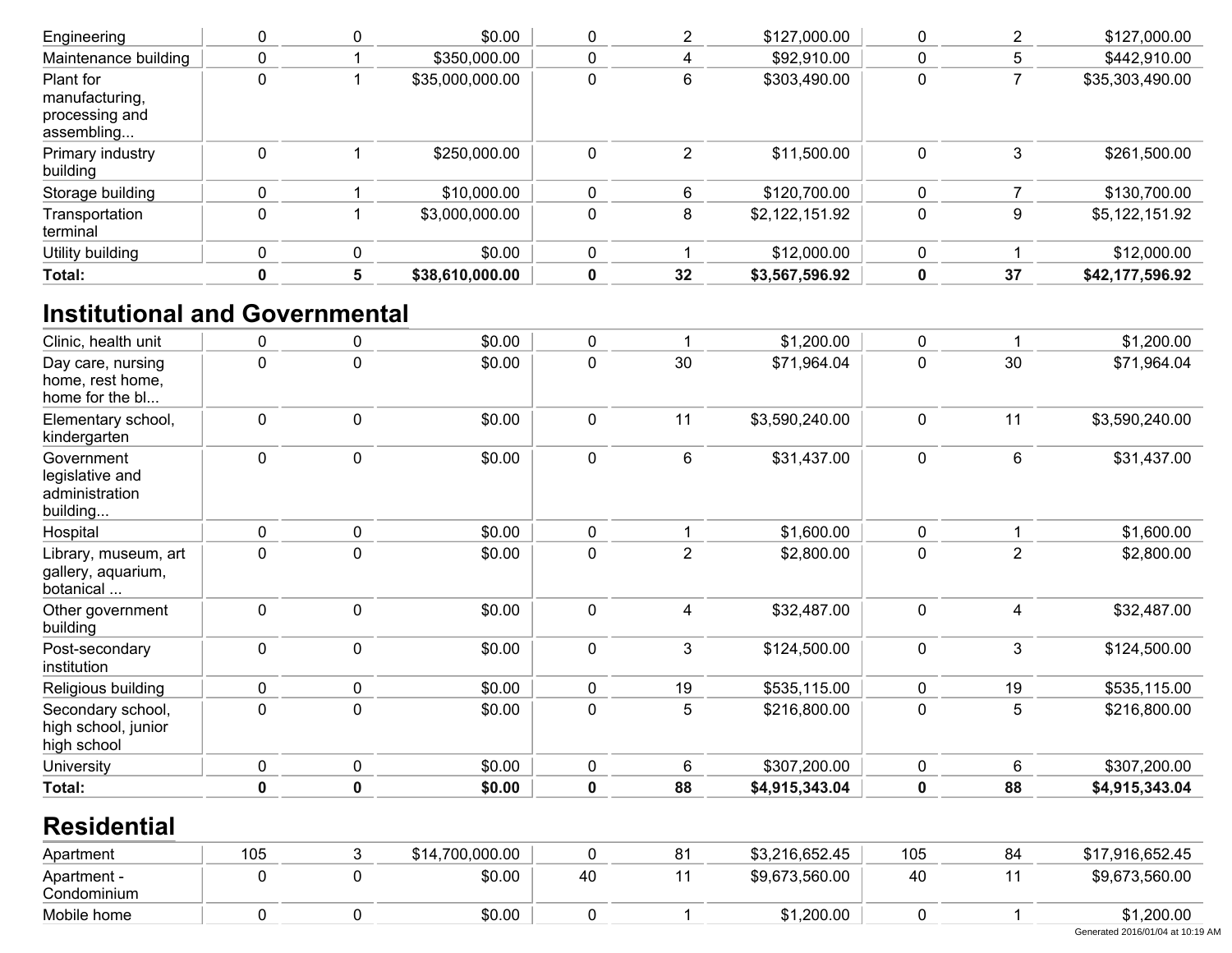| | | | | | | | | | |
|---|---|---|---|---|---|---|---|---|---|
| Engineering | 0 | 0 | $0.00 | 0 | 2 | $127,000.00 | 0 | 2 | $127,000.00 |
| Maintenance building | 0 | 1 | $350,000.00 | 0 | 4 | $92,910.00 | 0 | 5 | $442,910.00 |
| Plant for manufacturing, processing and assembling... | 0 | 1 | $35,000,000.00 | 0 | 6 | $303,490.00 | 0 | 7 | $35,303,490.00 |
| Primary industry building | 0 | 1 | $250,000.00 | 0 | 2 | $11,500.00 | 0 | 3 | $261,500.00 |
| Storage building | 0 | 1 | $10,000.00 | 0 | 6 | $120,700.00 | 0 | 7 | $130,700.00 |
| Transportation terminal | 0 | 1 | $3,000,000.00 | 0 | 8 | $2,122,151.92 | 0 | 9 | $5,122,151.92 |
| Utility building | 0 | 0 | $0.00 | 0 | 1 | $12,000.00 | 0 | 1 | $12,000.00 |
| **Total:** | **0** | **5** | **$38,610,000.00** | **0** | **32** | **$3,567,596.92** | **0** | **37** | **$42,177,596.92** |

## Institutional and Governmental

| | | | | | | | | | |
|---|---|---|---|---|---|---|---|---|---|
| Clinic, health unit | 0 | 0 | $0.00 | 0 | 1 | $1,200.00 | 0 | 1 | $1,200.00 |
| Day care, nursing home, rest home, home for the bl... | 0 | 0 | $0.00 | 0 | 30 | $71,964.04 | 0 | 30 | $71,964.04 |
| Elementary school, kindergarten | 0 | 0 | $0.00 | 0 | 11 | $3,590,240.00 | 0 | 11 | $3,590,240.00 |
| Government legislative and administration building... | 0 | 0 | $0.00 | 0 | 6 | $31,437.00 | 0 | 6 | $31,437.00 |
| Hospital | 0 | 0 | $0.00 | 0 | 1 | $1,600.00 | 0 | 1 | $1,600.00 |
| Library, museum, art gallery, aquarium, botanical ... | 0 | 0 | $0.00 | 0 | 2 | $2,800.00 | 0 | 2 | $2,800.00 |
| Other government building | 0 | 0 | $0.00 | 0 | 4 | $32,487.00 | 0 | 4 | $32,487.00 |
| Post-secondary institution | 0 | 0 | $0.00 | 0 | 3 | $124,500.00 | 0 | 3 | $124,500.00 |
| Religious building | 0 | 0 | $0.00 | 0 | 19 | $535,115.00 | 0 | 19 | $535,115.00 |
| Secondary school, high school, junior high school | 0 | 0 | $0.00 | 0 | 5 | $216,800.00 | 0 | 5 | $216,800.00 |
| University | 0 | 0 | $0.00 | 0 | 6 | $307,200.00 | 0 | 6 | $307,200.00 |
| **Total:** | **0** | **0** | **$0.00** | **0** | **88** | **$4,915,343.04** | **0** | **88** | **$4,915,343.04** |

## Residential

| | | | | | | | | | |
|---|---|---|---|---|---|---|---|---|---|
| Apartment | 105 | 3 | $14,700,000.00 | 0 | 81 | $3,216,652.45 | 105 | 84 | $17,916,652.45 |
| Apartment - Condominium | 0 | 0 | $0.00 | 40 | 11 | $9,673,560.00 | 40 | 11 | $9,673,560.00 |
| Mobile home | 0 | 0 | $0.00 | 0 | 1 | $1,200.00 | 0 | 1 | $1,200.00 |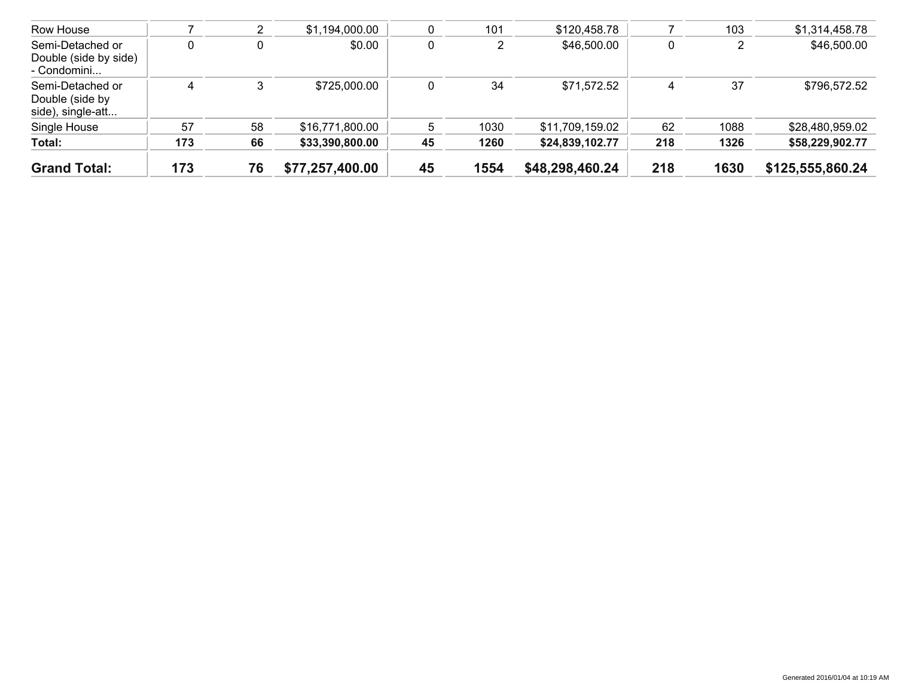| | | | | | | | | | |
|---|---|---|---|---|---|---|---|---|---|
| Row House | 7 | 2 | $1,194,000.00 | 0 | 101 | $120,458.78 | 7 | 103 | $1,314,458.78 |
| Semi-Detached or Double (side by side) - Condomini... | 0 | 0 | $0.00 | 0 | 2 | $46,500.00 | 0 | 2 | $46,500.00 |
| Semi-Detached or Double (side by side), single-att... | 4 | 3 | $725,000.00 | 0 | 34 | $71,572.52 | 4 | 37 | $796,572.52 |
| Single House | 57 | 58 | $16,771,800.00 | 5 | 1030 | $11,709,159.02 | 62 | 1088 | $28,480,959.02 |
| **Total:** | **173** | **66** | **$33,390,800.00** | **45** | **1260** | **$24,839,102.77** | **218** | **1326** | **$58,229,902.77** |
| **Grand Total:** | **173** | **76** | **$77,257,400.00** | **45** | **1554** | **$48,298,460.24** | **218** | **1630** | **$125,555,860.24** |

Generated 2016/01/04 at 10:19 AM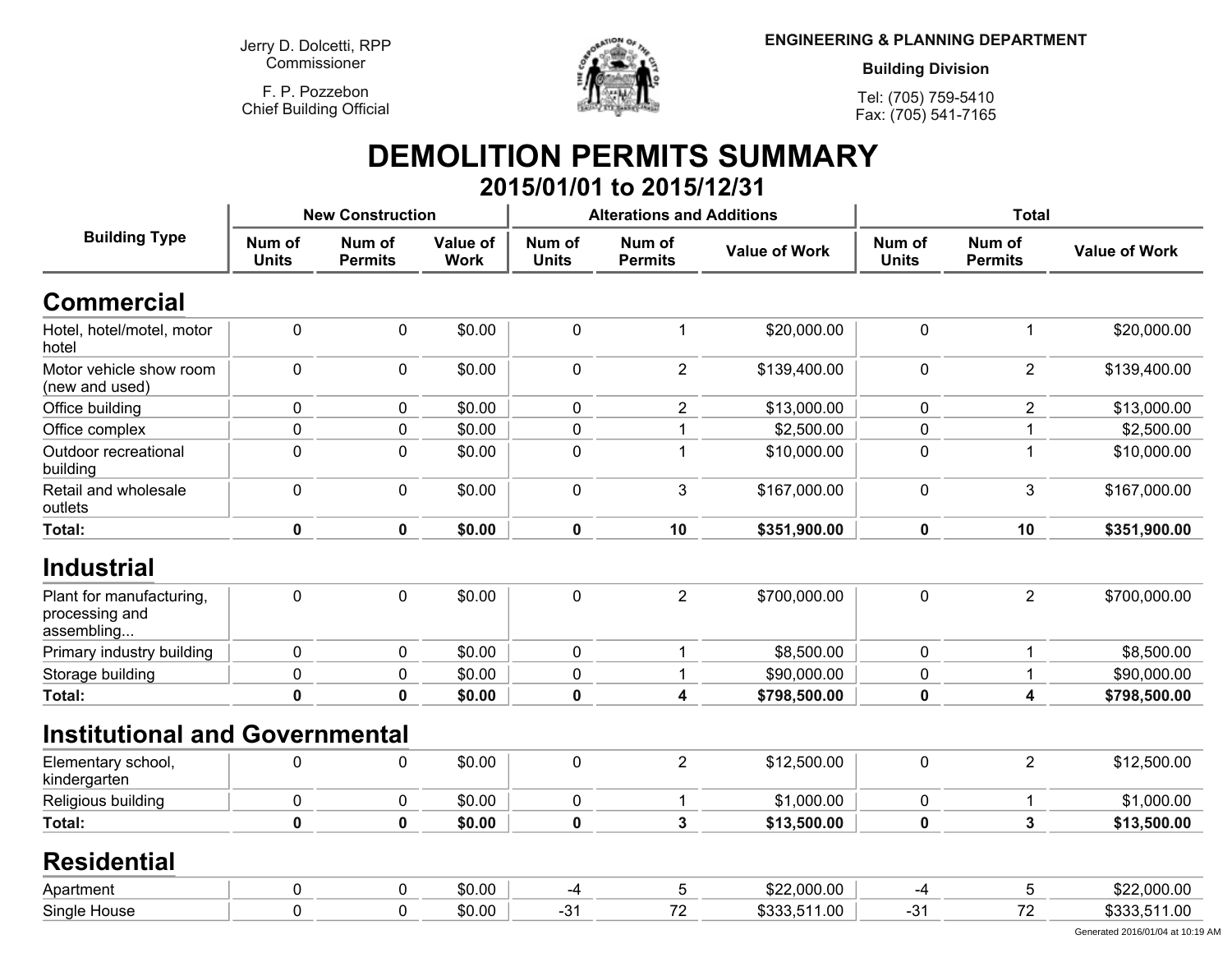Jerry D. Dolcetti, RPP
Commissioner

F. P. Pozzebon
Chief Building Official

**ENGINEERING & PLANNING DEPARTMENT**

**Building Division**

Tel: (705) 759-5410
Fax: (705) 541-7165

# DEMOLITION PERMITS SUMMARY

## 2015/01/01 to 2015/12/31

| Building Type | New Construction | | | Alterations and Additions | | | Total | | |
|---|---|---|---|---|---|---|---|---|---|
| | Num of Units | Num of Permits | Value of Work | Num of Units | Num of Permits | Value of Work | Num of Units | Num of Permits | Value of Work |
| **Commercial** | | | | | | | | | |
| Hotel, hotel/motel, motor hotel | 0 | 0 | $0.00 | 0 | 1 | $20,000.00 | 0 | 1 | $20,000.00 |
| Motor vehicle show room (new and used) | 0 | 0 | $0.00 | 0 | 2 | $139,400.00 | 0 | 2 | $139,400.00 |
| Office building | 0 | 0 | $0.00 | 0 | 2 | $13,000.00 | 0 | 2 | $13,000.00 |
| Office complex | 0 | 0 | $0.00 | 0 | 1 | $2,500.00 | 0 | 1 | $2,500.00 |
| Outdoor recreational building | 0 | 0 | $0.00 | 0 | 1 | $10,000.00 | 0 | 1 | $10,000.00 |
| Retail and wholesale outlets | 0 | 0 | $0.00 | 0 | 3 | $167,000.00 | 0 | 3 | $167,000.00 |
| **Total:** | **0** | **0** | **$0.00** | **0** | **10** | **$351,900.00** | **0** | **10** | **$351,900.00** |
| **Industrial** | | | | | | | | | |
| Plant for manufacturing, processing and assembling... | 0 | 0 | $0.00 | 0 | 2 | $700,000.00 | 0 | 2 | $700,000.00 |
| Primary industry building | 0 | 0 | $0.00 | 0 | 1 | $8,500.00 | 0 | 1 | $8,500.00 |
| Storage building | 0 | 0 | $0.00 | 0 | 1 | $90,000.00 | 0 | 1 | $90,000.00 |
| **Total:** | **0** | **0** | **$0.00** | **0** | **4** | **$798,500.00** | **0** | **4** | **$798,500.00** |
| **Institutional and Governmental** | | | | | | | | | |
| Elementary school, kindergarten | 0 | 0 | $0.00 | 0 | 2 | $12,500.00 | 0 | 2 | $12,500.00 |
| Religious building | 0 | 0 | $0.00 | 0 | 1 | $1,000.00 | 0 | 1 | $1,000.00 |
| **Total:** | **0** | **0** | **$0.00** | **0** | **3** | **$13,500.00** | **0** | **3** | **$13,500.00** |
| **Residential** | | | | | | | | | |
| Apartment | 0 | 0 | $0.00 | -4 | 5 | $22,000.00 | -4 | 5 | $22,000.00 |
| Single House | 0 | 0 | $0.00 | -31 | 72 | $333,511.00 | -31 | 72 | $333,511.00 |

Generated 2016/01/04 at 10:19 AM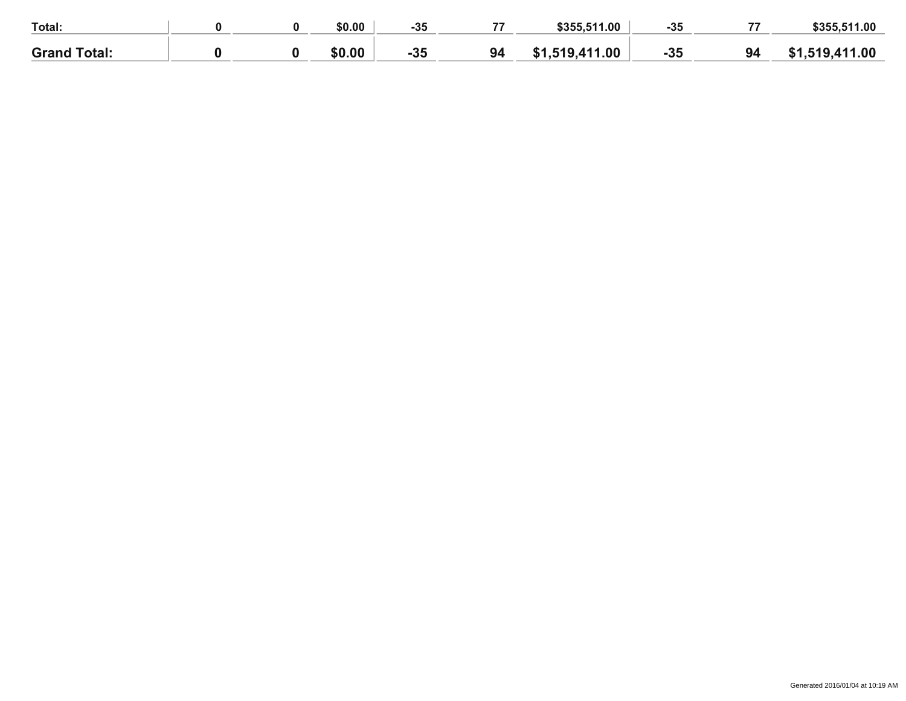| | | | | | | | | | |
|---|---|---|---|---|---|---|---|---|---|
| **Total:** | **0** | **0** | **$0.00** | **-35** | **77** | **$355,511.00** | **-35** | **77** | **$355,511.00** |
| **Grand Total:** | **0** | **0** | **$0.00** | **-35** | **94** | **$1,519,411.00** | **-35** | **94** | **$1,519,411.00** |

Generated 2016/01/04 at 10:19 AM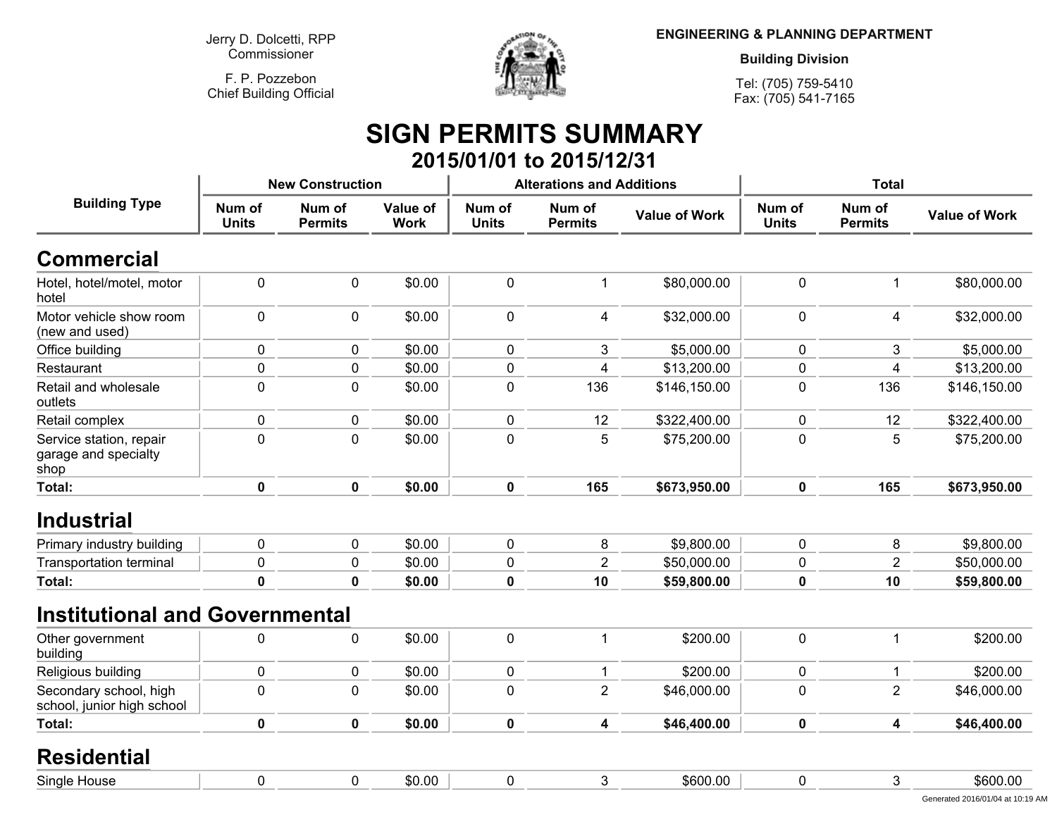Jerry D. Dolcetti, RPP
Commissioner

F. P. Pozzebon
Chief Building Official

**ENGINEERING & PLANNING DEPARTMENT**

**Building Division**

Tel: (705) 759-5410
Fax: (705) 541-7165

# SIGN PERMITS SUMMARY

## 2015/01/01 to 2015/12/31

| Building Type | New Construction | | | Alterations and Additions | | | Total | | |
|---|---|---|---|---|---|---|---|---|---|
| | Num of Units | Num of Permits | Value of Work | Num of Units | Num of Permits | Value of Work | Num of Units | Num of Permits | Value of Work |
| **Commercial** | | | | | | | | | |
| Hotel, hotel/motel, motor hotel | 0 | 0 | $0.00 | 0 | 1 | $80,000.00 | 0 | 1 | $80,000.00 |
| Motor vehicle show room (new and used) | 0 | 0 | $0.00 | 0 | 4 | $32,000.00 | 0 | 4 | $32,000.00 |
| Office building | 0 | 0 | $0.00 | 0 | 3 | $5,000.00 | 0 | 3 | $5,000.00 |
| Restaurant | 0 | 0 | $0.00 | 0 | 4 | $13,200.00 | 0 | 4 | $13,200.00 |
| Retail and wholesale outlets | 0 | 0 | $0.00 | 0 | 136 | $146,150.00 | 0 | 136 | $146,150.00 |
| Retail complex | 0 | 0 | $0.00 | 0 | 12 | $322,400.00 | 0 | 12 | $322,400.00 |
| Service station, repair garage and specialty shop | 0 | 0 | $0.00 | 0 | 5 | $75,200.00 | 0 | 5 | $75,200.00 |
| **Total:** | **0** | **0** | **$0.00** | **0** | **165** | **$673,950.00** | **0** | **165** | **$673,950.00** |
| **Industrial** | | | | | | | | | |
| Primary industry building | 0 | 0 | $0.00 | 0 | 8 | $9,800.00 | 0 | 8 | $9,800.00 |
| Transportation terminal | 0 | 0 | $0.00 | 0 | 2 | $50,000.00 | 0 | 2 | $50,000.00 |
| **Total:** | **0** | **0** | **$0.00** | **0** | **10** | **$59,800.00** | **0** | **10** | **$59,800.00** |
| **Institutional and Governmental** | | | | | | | | | |
| Other government building | 0 | 0 | $0.00 | 0 | 1 | $200.00 | 0 | 1 | $200.00 |
| Religious building | 0 | 0 | $0.00 | 0 | 1 | $200.00 | 0 | 1 | $200.00 |
| Secondary school, high school, junior high school | 0 | 0 | $0.00 | 0 | 2 | $46,000.00 | 0 | 2 | $46,000.00 |
| **Total:** | **0** | **0** | **$0.00** | **0** | **4** | **$46,400.00** | **0** | **4** | **$46,400.00** |
| **Residential** | | | | | | | | | |
| Single House | 0 | 0 | $0.00 | 0 | 3 | $600.00 | 0 | 3 | $600.00 |

Generated 2016/01/04 at 10:19 AM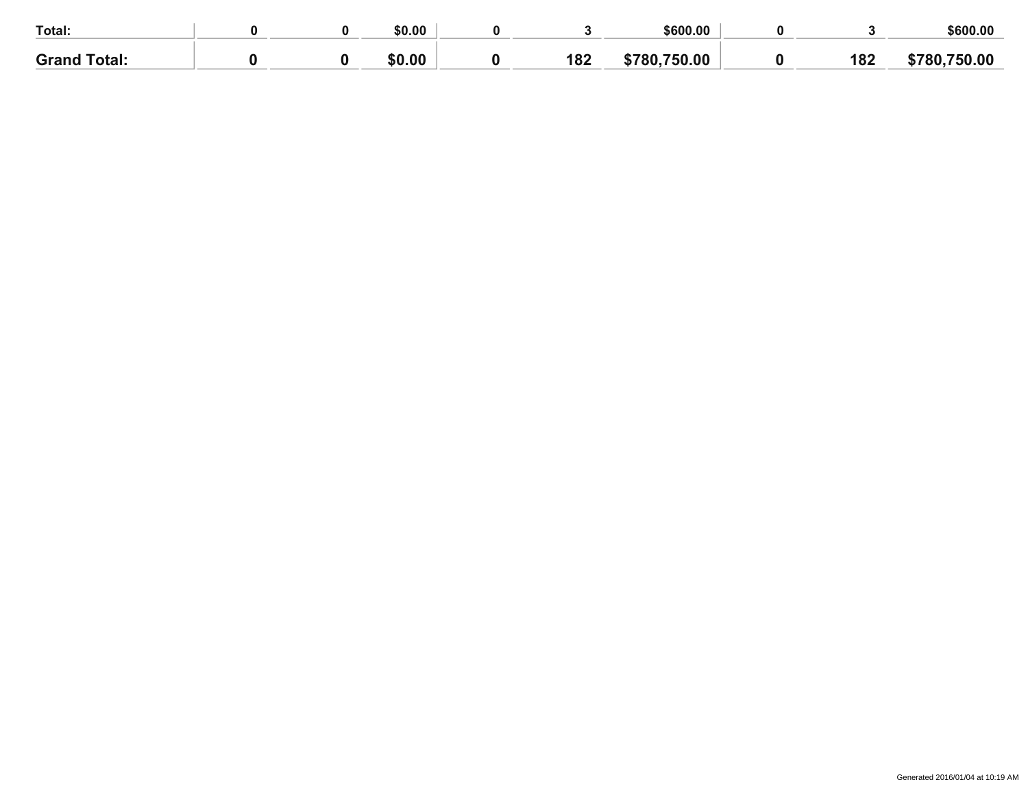| | | | | | | | | | |
|---|---|---|---|---|---|---|---|---|---|
| **Total:** | **0** | **0** | **$0.00** | **0** | **3** | **$600.00** | **0** | **3** | **$600.00** |
| **Grand Total:** | **0** | **0** | **$0.00** | **0** | **182** | **$780,750.00** | **0** | **182** | **$780,750.00** |

Generated 2016/01/04 at 10:19 AM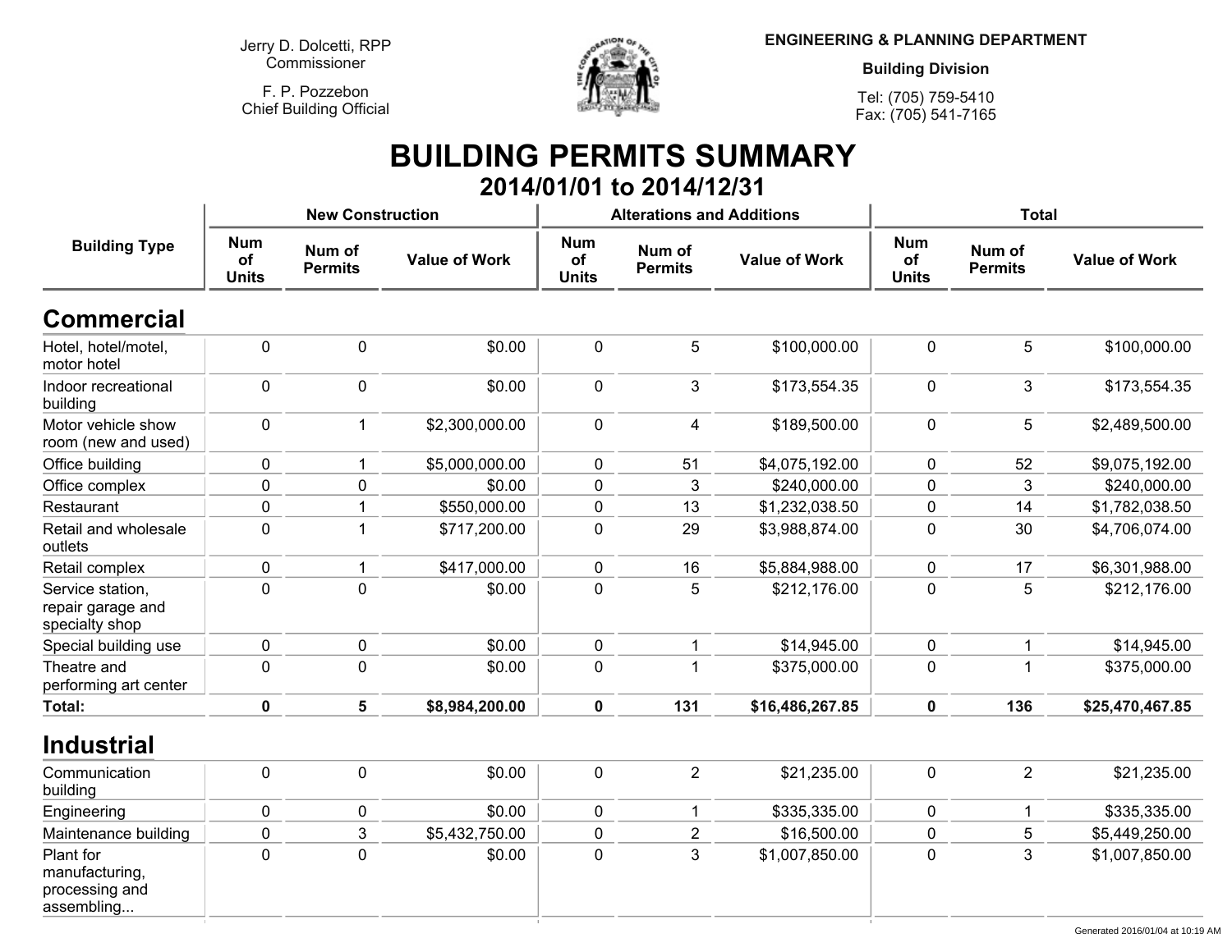Jerry D. Dolcetti, RPP
Commissioner

F. P. Pozzebon
Chief Building Official

**ENGINEERING & PLANNING DEPARTMENT**

**Building Division**

Tel: (705) 759-5410
Fax: (705) 541-7165

# BUILDING PERMITS SUMMARY

## 2014/01/01 to 2014/12/31

| Building Type | New Construction | | | Alterations and Additions | | | Total | | |
|---|---|---|---|---|---|---|---|---|---|
| | Num of Units | Num of Permits | Value of Work | Num of Units | Num of Permits | Value of Work | Num of Units | Num of Permits | Value of Work |
| **Commercial** | | | | | | | | | |
| Hotel, hotel/motel, motor hotel | 0 | 0 | $0.00 | 0 | 5 | $100,000.00 | 0 | 5 | $100,000.00 |
| Indoor recreational building | 0 | 0 | $0.00 | 0 | 3 | $173,554.35 | 0 | 3 | $173,554.35 |
| Motor vehicle show room (new and used) | 0 | 1 | $2,300,000.00 | 0 | 4 | $189,500.00 | 0 | 5 | $2,489,500.00 |
| Office building | 0 | 1 | $5,000,000.00 | 0 | 51 | $4,075,192.00 | 0 | 52 | $9,075,192.00 |
| Office complex | 0 | 0 | $0.00 | 0 | 3 | $240,000.00 | 0 | 3 | $240,000.00 |
| Restaurant | 0 | 1 | $550,000.00 | 0 | 13 | $1,232,038.50 | 0 | 14 | $1,782,038.50 |
| Retail and wholesale outlets | 0 | 1 | $717,200.00 | 0 | 29 | $3,988,874.00 | 0 | 30 | $4,706,074.00 |
| Retail complex | 0 | 1 | $417,000.00 | 0 | 16 | $5,884,988.00 | 0 | 17 | $6,301,988.00 |
| Service station, repair garage and specialty shop | 0 | 0 | $0.00 | 0 | 5 | $212,176.00 | 0 | 5 | $212,176.00 |
| Special building use | 0 | 0 | $0.00 | 0 | 1 | $14,945.00 | 0 | 1 | $14,945.00 |
| Theatre and performing art center | 0 | 0 | $0.00 | 0 | 1 | $375,000.00 | 0 | 1 | $375,000.00 |
| **Total:** | **0** | **5** | **$8,984,200.00** | **0** | **131** | **$16,486,267.85** | **0** | **136** | **$25,470,467.85** |
| **Industrial** | | | | | | | | | |
| Communication building | 0 | 0 | $0.00 | 0 | 2 | $21,235.00 | 0 | 2 | $21,235.00 |
| Engineering | 0 | 0 | $0.00 | 0 | 1 | $335,335.00 | 0 | 1 | $335,335.00 |
| Maintenance building | 0 | 3 | $5,432,750.00 | 0 | 2 | $16,500.00 | 0 | 5 | $5,449,250.00 |
| Plant for manufacturing, processing and assembling... | 0 | 0 | $0.00 | 0 | 3 | $1,007,850.00 | 0 | 3 | $1,007,850.00 |

Generated 2016/01/04 at 10:19 AM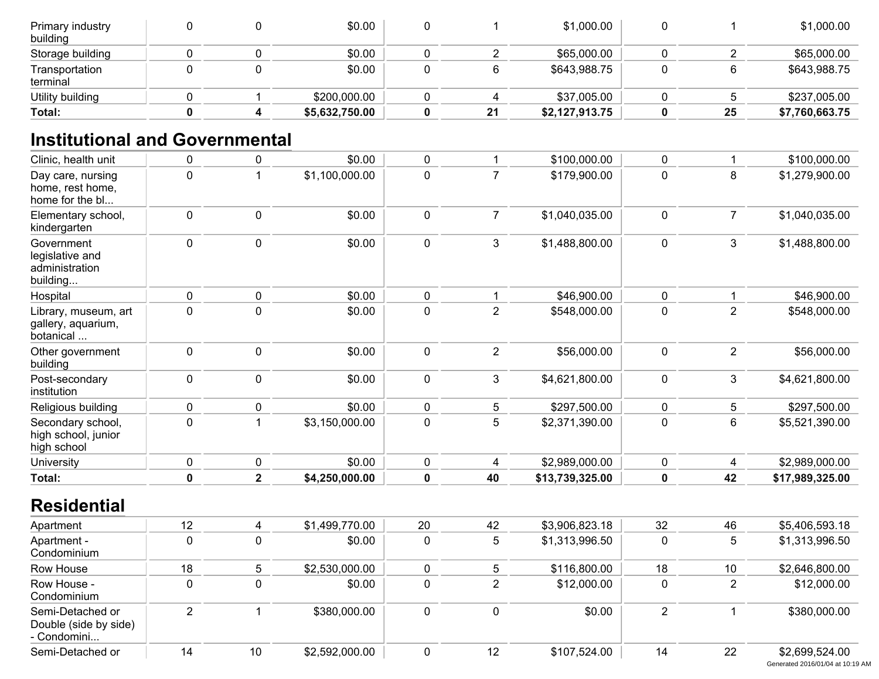| | | | | | | | | | |
|---|---|---|---|---|---|---|---|---|---|
| Primary industry building | 0 | 0 | $0.00 | 0 | 1 | $1,000.00 | 0 | 1 | $1,000.00 |
| Storage building | 0 | 0 | $0.00 | 0 | 2 | $65,000.00 | 0 | 2 | $65,000.00 |
| Transportation terminal | 0 | 0 | $0.00 | 0 | 6 | $643,988.75 | 0 | 6 | $643,988.75 |
| Utility building | 0 | 1 | $200,000.00 | 0 | 4 | $37,005.00 | 0 | 5 | $237,005.00 |
| **Total:** | **0** | **4** | **$5,632,750.00** | **0** | **21** | **$2,127,913.75** | **0** | **25** | **$7,760,663.75** |

## Institutional and Governmental

| | | | | | | | | | |
|---|---|---|---|---|---|---|---|---|---|
| Clinic, health unit | 0 | 0 | $0.00 | 0 | 1 | $100,000.00 | 0 | 1 | $100,000.00 |
| Day care, nursing home, rest home, home for the bl... | 0 | 1 | $1,100,000.00 | 0 | 7 | $179,900.00 | 0 | 8 | $1,279,900.00 |
| Elementary school, kindergarten | 0 | 0 | $0.00 | 0 | 7 | $1,040,035.00 | 0 | 7 | $1,040,035.00 |
| Government legislative and administration building... | 0 | 0 | $0.00 | 0 | 3 | $1,488,800.00 | 0 | 3 | $1,488,800.00 |
| Hospital | 0 | 0 | $0.00 | 0 | 1 | $46,900.00 | 0 | 1 | $46,900.00 |
| Library, museum, art gallery, aquarium, botanical ... | 0 | 0 | $0.00 | 0 | 2 | $548,000.00 | 0 | 2 | $548,000.00 |
| Other government building | 0 | 0 | $0.00 | 0 | 2 | $56,000.00 | 0 | 2 | $56,000.00 |
| Post-secondary institution | 0 | 0 | $0.00 | 0 | 3 | $4,621,800.00 | 0 | 3 | $4,621,800.00 |
| Religious building | 0 | 0 | $0.00 | 0 | 5 | $297,500.00 | 0 | 5 | $297,500.00 |
| Secondary school, high school, junior high school | 0 | 1 | $3,150,000.00 | 0 | 5 | $2,371,390.00 | 0 | 6 | $5,521,390.00 |
| University | 0 | 0 | $0.00 | 0 | 4 | $2,989,000.00 | 0 | 4 | $2,989,000.00 |
| **Total:** | **0** | **2** | **$4,250,000.00** | **0** | **40** | **$13,739,325.00** | **0** | **42** | **$17,989,325.00** |

## Residential

| | | | | | | | | | |
|---|---|---|---|---|---|---|---|---|---|
| Apartment | 12 | 4 | $1,499,770.00 | 20 | 42 | $3,906,823.18 | 32 | 46 | $5,406,593.18 |
| Apartment - Condominium | 0 | 0 | $0.00 | 0 | 5 | $1,313,996.50 | 0 | 5 | $1,313,996.50 |
| Row House | 18 | 5 | $2,530,000.00 | 0 | 5 | $116,800.00 | 18 | 10 | $2,646,800.00 |
| Row House - Condominium | 0 | 0 | $0.00 | 0 | 2 | $12,000.00 | 0 | 2 | $12,000.00 |
| Semi-Detached or Double (side by side) - Condomini... | 2 | 1 | $380,000.00 | 0 | 0 | $0.00 | 2 | 1 | $380,000.00 |
| Semi-Detached or | 14 | 10 | $2,592,000.00 | 0 | 12 | $107,524.00 | 14 | 22 | $2,699,524.00 |

Generated 2016/01/04 at 10:19 AM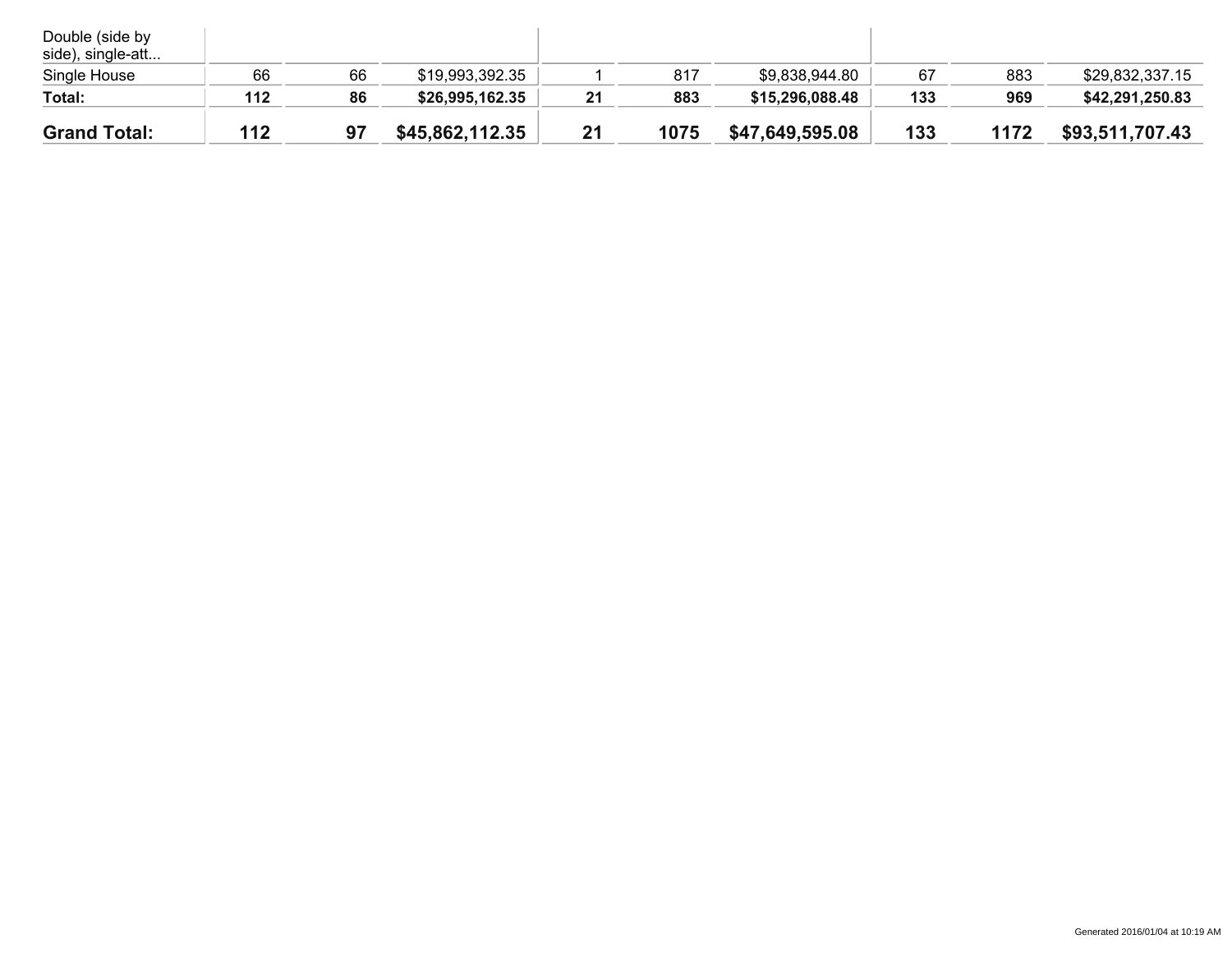| | | | | | | | | | |
|---|---|---|---|---|---|---|---|---|---|
| Double (side by side), single-att... | | | | | | | | | |
| Single House | 66 | 66 | $19,993,392.35 | 1 | 817 | $9,838,944.80 | 67 | 883 | $29,832,337.15 |
| **Total:** | **112** | **86** | **$26,995,162.35** | **21** | **883** | **$15,296,088.48** | **133** | **969** | **$42,291,250.83** |
| **Grand Total:** | **112** | **97** | **$45,862,112.35** | **21** | **1075** | **$47,649,595.08** | **133** | **1172** | **$93,511,707.43** |

Generated 2016/01/04 at 10:19 AM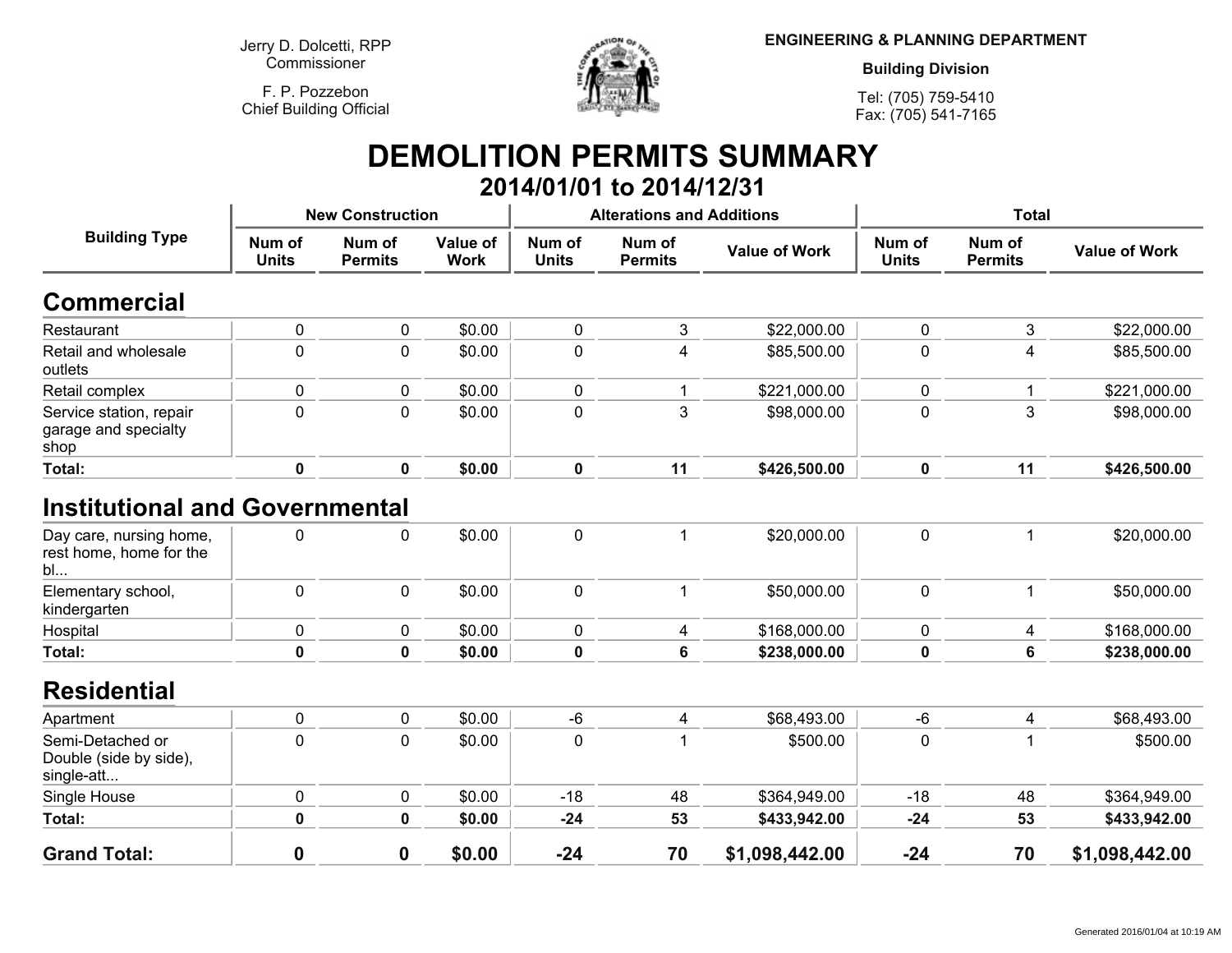Jerry D. Dolcetti, RPP
Commissioner

F. P. Pozzebon
Chief Building Official

**ENGINEERING & PLANNING DEPARTMENT**

**Building Division**

Tel: (705) 759-5410
Fax: (705) 541-7165

# DEMOLITION PERMITS SUMMARY

## 2014/01/01 to 2014/12/31

| Building Type | New Construction | | | Alterations and Additions | | | Total | | |
|---|---|---|---|---|---|---|---|---|---|
| | Num of Units | Num of Permits | Value of Work | Num of Units | Num of Permits | Value of Work | Num of Units | Num of Permits | Value of Work |
| **Commercial** | | | | | | | | | |
| Restaurant | 0 | 0 | $0.00 | 0 | 3 | $22,000.00 | 0 | 3 | $22,000.00 |
| Retail and wholesale outlets | 0 | 0 | $0.00 | 0 | 4 | $85,500.00 | 0 | 4 | $85,500.00 |
| Retail complex | 0 | 0 | $0.00 | 0 | 1 | $221,000.00 | 0 | 1 | $221,000.00 |
| Service station, repair garage and specialty shop | 0 | 0 | $0.00 | 0 | 3 | $98,000.00 | 0 | 3 | $98,000.00 |
| **Total:** | **0** | **0** | **$0.00** | **0** | **11** | **$426,500.00** | **0** | **11** | **$426,500.00** |
| **Institutional and Governmental** | | | | | | | | | |
| Day care, nursing home, rest home, home for the bl... | 0 | 0 | $0.00 | 0 | 1 | $20,000.00 | 0 | 1 | $20,000.00 |
| Elementary school, kindergarten | 0 | 0 | $0.00 | 0 | 1 | $50,000.00 | 0 | 1 | $50,000.00 |
| Hospital | 0 | 0 | $0.00 | 0 | 4 | $168,000.00 | 0 | 4 | $168,000.00 |
| **Total:** | **0** | **0** | **$0.00** | **0** | **6** | **$238,000.00** | **0** | **6** | **$238,000.00** |
| **Residential** | | | | | | | | | |
| Apartment | 0 | 0 | $0.00 | -6 | 4 | $68,493.00 | -6 | 4 | $68,493.00 |
| Semi-Detached or Double (side by side), single-att... | 0 | 0 | $0.00 | 0 | 1 | $500.00 | 0 | 1 | $500.00 |
| Single House | 0 | 0 | $0.00 | -18 | 48 | $364,949.00 | -18 | 48 | $364,949.00 |
| **Total:** | **0** | **0** | **$0.00** | **-24** | **53** | **$433,942.00** | **-24** | **53** | **$433,942.00** |
| **Grand Total:** | **0** | **0** | **$0.00** | **-24** | **70** | **$1,098,442.00** | **-24** | **70** | **$1,098,442.00** |

Generated 2016/01/04 at 10:19 AM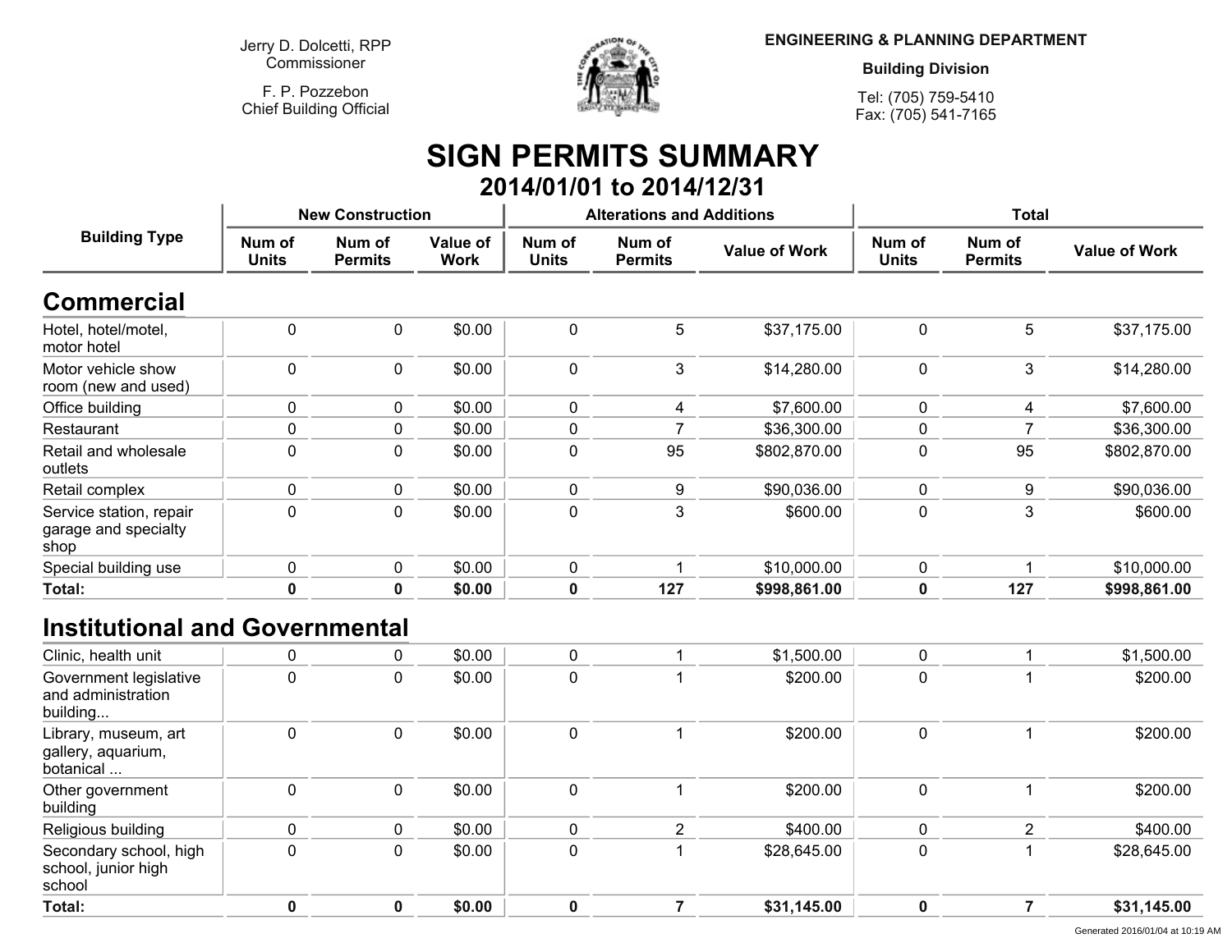Jerry D. Dolcetti, RPP
Commissioner

F. P. Pozzebon
Chief Building Official

**ENGINEERING & PLANNING DEPARTMENT**

**Building Division**

Tel: (705) 759-5410
Fax: (705) 541-7165

# SIGN PERMITS SUMMARY

## 2014/01/01 to 2014/12/31

| Building Type | New Construction | | | Alterations and Additions | | | Total | | |
|---|---|---|---|---|---|---|---|---|---|
| | Num of Units | Num of Permits | Value of Work | Num of Units | Num of Permits | Value of Work | Num of Units | Num of Permits | Value of Work |
| **Commercial** | | | | | | | | | |
| Hotel, hotel/motel, motor hotel | 0 | 0 | $0.00 | 0 | 5 | $37,175.00 | 0 | 5 | $37,175.00 |
| Motor vehicle show room (new and used) | 0 | 0 | $0.00 | 0 | 3 | $14,280.00 | 0 | 3 | $14,280.00 |
| Office building | 0 | 0 | $0.00 | 0 | 4 | $7,600.00 | 0 | 4 | $7,600.00 |
| Restaurant | 0 | 0 | $0.00 | 0 | 7 | $36,300.00 | 0 | 7 | $36,300.00 |
| Retail and wholesale outlets | 0 | 0 | $0.00 | 0 | 95 | $802,870.00 | 0 | 95 | $802,870.00 |
| Retail complex | 0 | 0 | $0.00 | 0 | 9 | $90,036.00 | 0 | 9 | $90,036.00 |
| Service station, repair garage and specialty shop | 0 | 0 | $0.00 | 0 | 3 | $600.00 | 0 | 3 | $600.00 |
| Special building use | 0 | 0 | $0.00 | 0 | 1 | $10,000.00 | 0 | 1 | $10,000.00 |
| **Total:** | **0** | **0** | **$0.00** | **0** | **127** | **$998,861.00** | **0** | **127** | **$998,861.00** |
| **Institutional and Governmental** | | | | | | | | | |
| Clinic, health unit | 0 | 0 | $0.00 | 0 | 1 | $1,500.00 | 0 | 1 | $1,500.00 |
| Government legislative and administration building... | 0 | 0 | $0.00 | 0 | 1 | $200.00 | 0 | 1 | $200.00 |
| Library, museum, art gallery, aquarium, botanical ... | 0 | 0 | $0.00 | 0 | 1 | $200.00 | 0 | 1 | $200.00 |
| Other government building | 0 | 0 | $0.00 | 0 | 1 | $200.00 | 0 | 1 | $200.00 |
| Religious building | 0 | 0 | $0.00 | 0 | 2 | $400.00 | 0 | 2 | $400.00 |
| Secondary school, high school, junior high school | 0 | 0 | $0.00 | 0 | 1 | $28,645.00 | 0 | 1 | $28,645.00 |
| **Total:** | **0** | **0** | **$0.00** | **0** | **7** | **$31,145.00** | **0** | **7** | **$31,145.00** |

Generated 2016/01/04 at 10:19 AM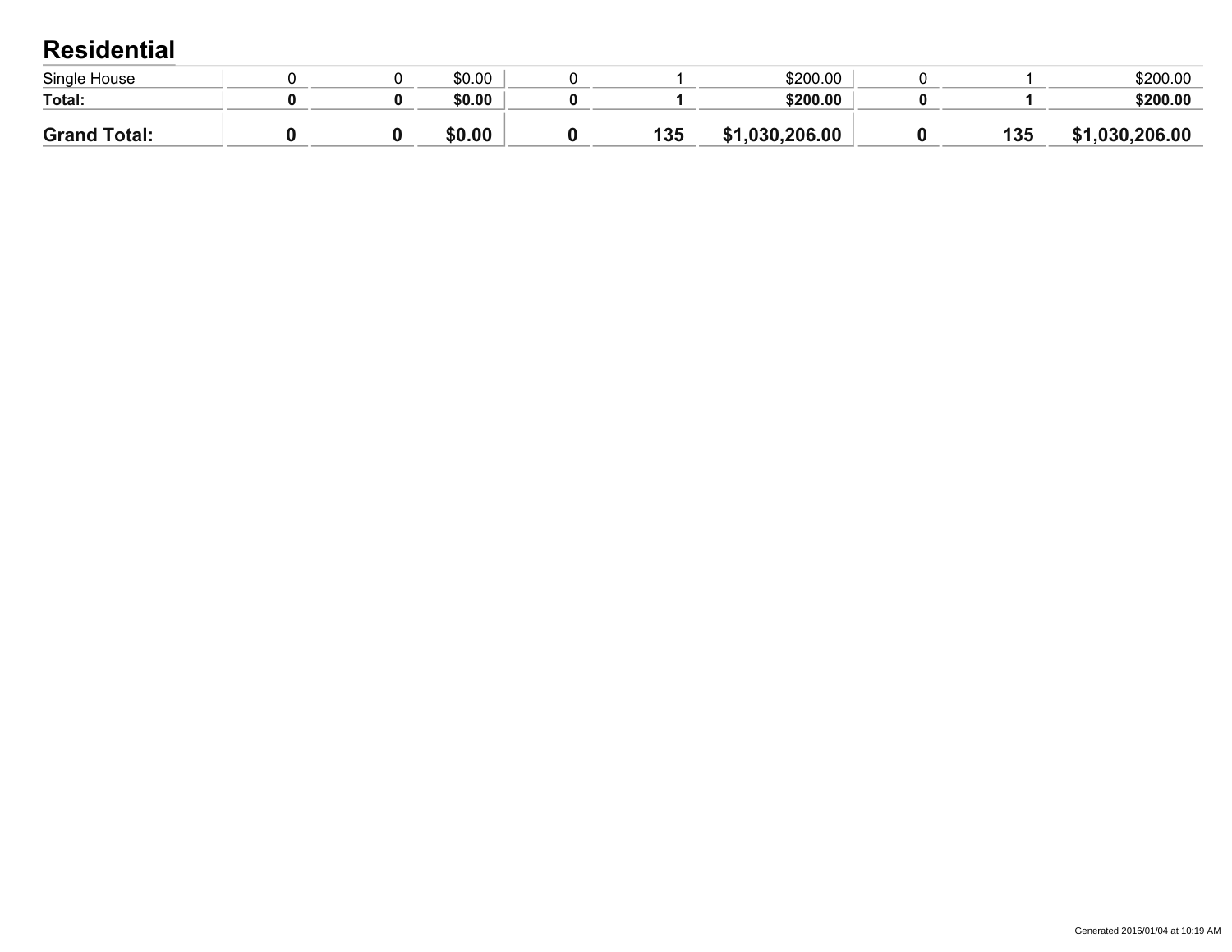## Residential

| | | | | | | | | | |
|---|---|---|---|---|---|---|---|---|---|
| Single House | 0 | 0 | $0.00 | 0 | 1 | $200.00 | 0 | 1 | $200.00 |
| **Total:** | **0** | **0** | **$0.00** | **0** | **1** | **$200.00** | **0** | **1** | **$200.00** |
| **Grand Total:** | **0** | **0** | **$0.00** | **0** | **135** | **$1,030,206.00** | **0** | **135** | **$1,030,206.00** |

Generated 2016/01/04 at 10:19 AM